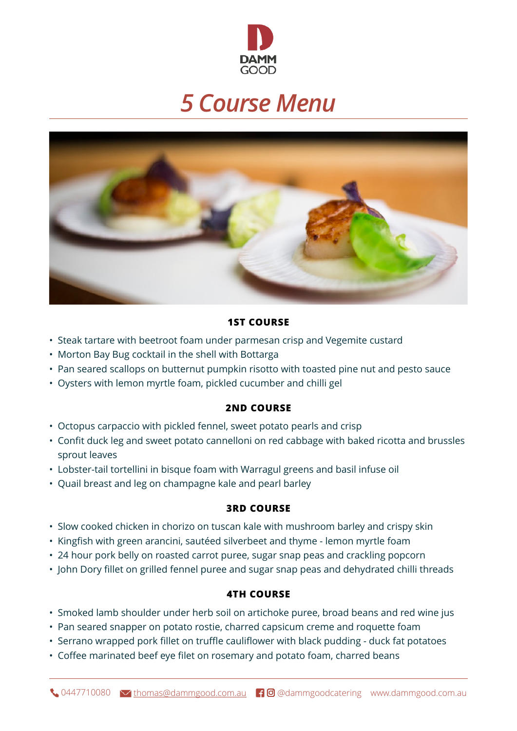DAMM GOOD

# 5 Course Menu

### 1ST COURSE

- Steak tartare with beetroot foam under parmesan crisp and Vegemite custard
- Morton Bay Bug cocktail in the shell with Bottarga
- Pan seared scallops on butternut pumpkin risotto with toasted pine nut and pesto sauce
- Oysters with lemon myrtle foam, pickled cucumber and chilli gel

### 2ND COURSE

- Octopus carpaccio with pickled fennel, sweet potato pearls and crisp
- Confit duck leg and sweet potato cannelloni on red cabbage with baked ricotta and brussles sprout leaves
- Lobster-tail tortellini in bisque foam with Warragul greens and basil infuse oil
- Quail breast and leg on champagne kale and pearl barley

### 3RD COURSE

- Slow cooked chicken in chorizo on tuscan kale with mushroom barley and crispy skin
- Kingfish with green arancini, sautéed silverbeet and thyme - lemon myrtle foam
- 24 hour pork belly on roasted carrot puree, sugar snap peas and crackling popcorn
- John Dory fillet on grilled fennel puree and sugar snap peas and dehydrated chilli threads

### 4TH COURSE

- Smoked lamb shoulder under herb soil on artichoke puree, broad beans and red wine jus
- Pan seared snapper on potato rostie, charred capsicum creme and roquette foam
- Serrano wrapped pork fillet on truffle cauliflower with black pudding - duck fat potatoes
- Coffee marinated beef eye filet on rosemary and potato foam, charred beans

0447710080 thomas@dammgood.com.au @dammgoodcatering www.dammgood.com.au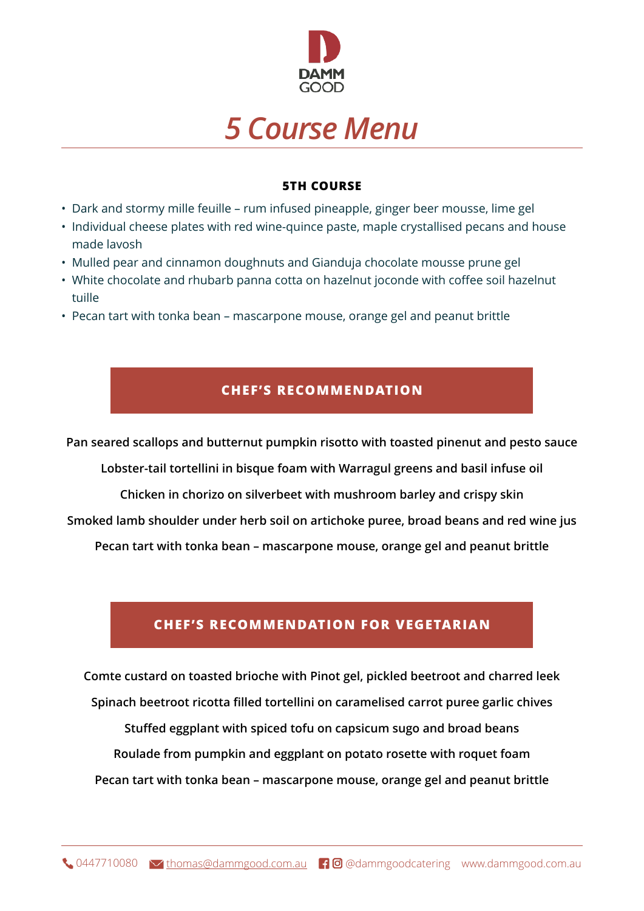DAMM GOOD

# 5 Course Menu

**5TH COURSE**

- Dark and stormy mille feuille – rum infused pineapple, ginger beer mousse, lime gel
- Individual cheese plates with red wine-quince paste, maple crystallised pecans and house made lavosh
- Mulled pear and cinnamon doughnuts and Gianduja chocolate mousse prune gel
- White chocolate and rhubarb panna cotta on hazelnut joconde with coffee soil hazelnut tuille
- Pecan tart with tonka bean – mascarpone mouse, orange gel and peanut brittle

## CHEF'S RECOMMENDATION

**Pan seared scallops and butternut pumpkin risotto with toasted pinenut and pesto sauce**

**Lobster-tail tortellini in bisque foam with Warragul greens and basil infuse oil**

**Chicken in chorizo on silverbeet with mushroom barley and crispy skin**

**Smoked lamb shoulder under herb soil on artichoke puree, broad beans and red wine jus**

**Pecan tart with tonka bean – mascarpone mouse, orange gel and peanut brittle**

## CHEF'S RECOMMENDATION FOR VEGETARIAN

**Comte custard on toasted brioche with Pinot gel, pickled beetroot and charred leek**

**Spinach beetroot ricotta filled tortellini on caramelised carrot puree garlic chives**

**Stuffed eggplant with spiced tofu on capsicum sugo and broad beans**

**Roulade from pumpkin and eggplant on potato rosette with roquet foam**

**Pecan tart with tonka bean – mascarpone mouse, orange gel and peanut brittle**

0447710080 thomas@dammgood.com.au @dammgoodcatering www.dammgood.com.au